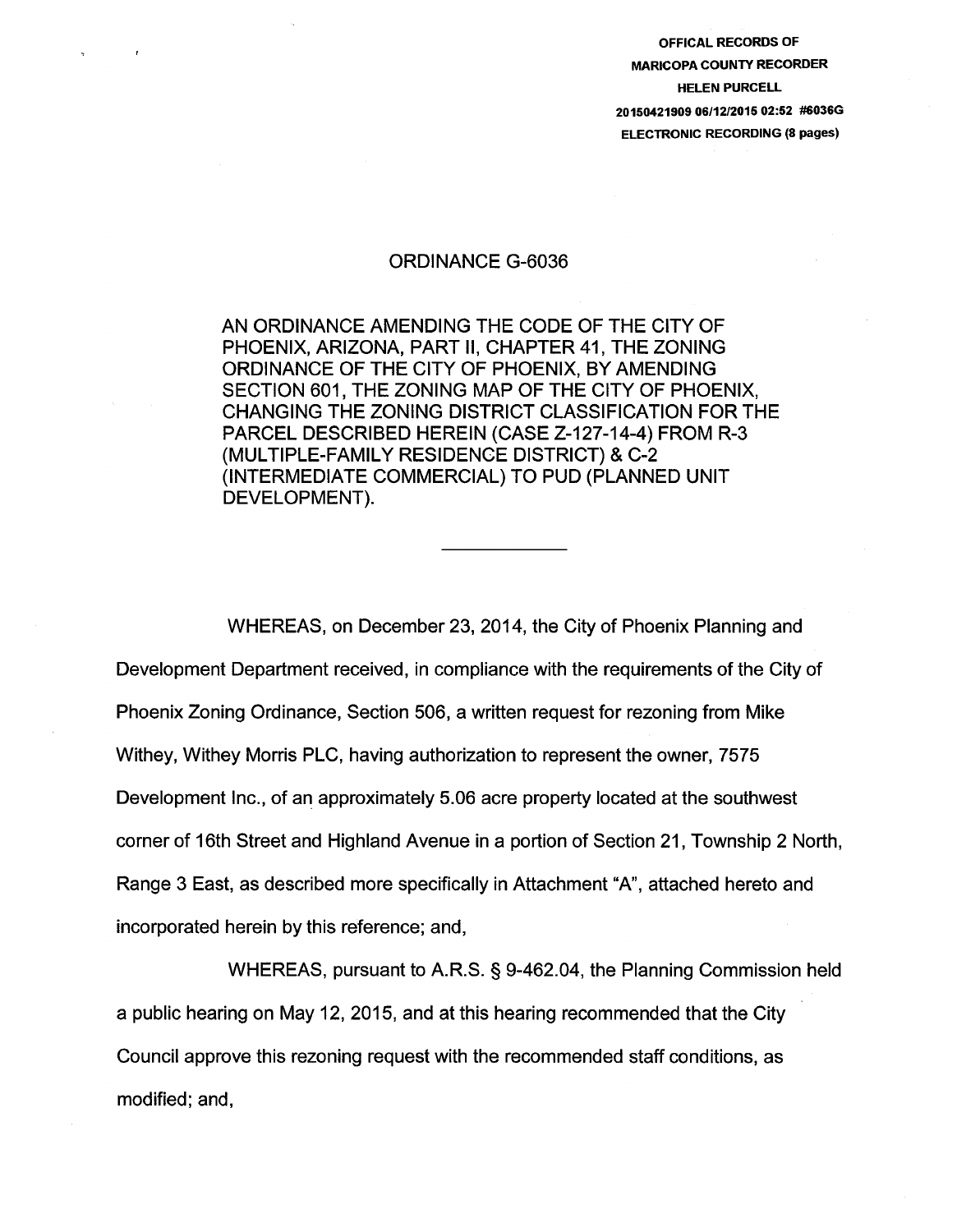OFFICAL RECORDS OF
MARICOPA COUNTY RECORDER
HELEN PURCELL
20150421909 06/12/2015 02:52 #6036G
ELECTRONIC RECORDING (8 pages)

# ORDINANCE G-6036

AN ORDINANCE AMENDING THE CODE OF THE CITY OF PHOENIX, ARIZONA, PART II, CHAPTER 41, THE ZONING ORDINANCE OF THE CITY OF PHOENIX, BY AMENDING SECTION 601, THE ZONING MAP OF THE CITY OF PHOENIX, CHANGING THE ZONING DISTRICT CLASSIFICATION FOR THE PARCEL DESCRIBED HEREIN (CASE Z-127-14-4) FROM R-3 (MULTIPLE-FAMILY RESIDENCE DISTRICT) & C-2 (INTERMEDIATE COMMERCIAL) TO PUD (PLANNED UNIT DEVELOPMENT).

---

WHEREAS, on December 23, 2014, the City of Phoenix Planning and Development Department received, in compliance with the requirements of the City of Phoenix Zoning Ordinance, Section 506, a written request for rezoning from Mike Withey, Withey Morris PLC, having authorization to represent the owner, 7575 Development Inc., of an approximately 5.06 acre property located at the southwest corner of 16th Street and Highland Avenue in a portion of Section 21, Township 2 North, Range 3 East, as described more specifically in Attachment "A", attached hereto and incorporated herein by this reference; and,

WHEREAS, pursuant to A.R.S. § 9-462.04, the Planning Commission held a public hearing on May 12, 2015, and at this hearing recommended that the City Council approve this rezoning request with the recommended staff conditions, as modified; and,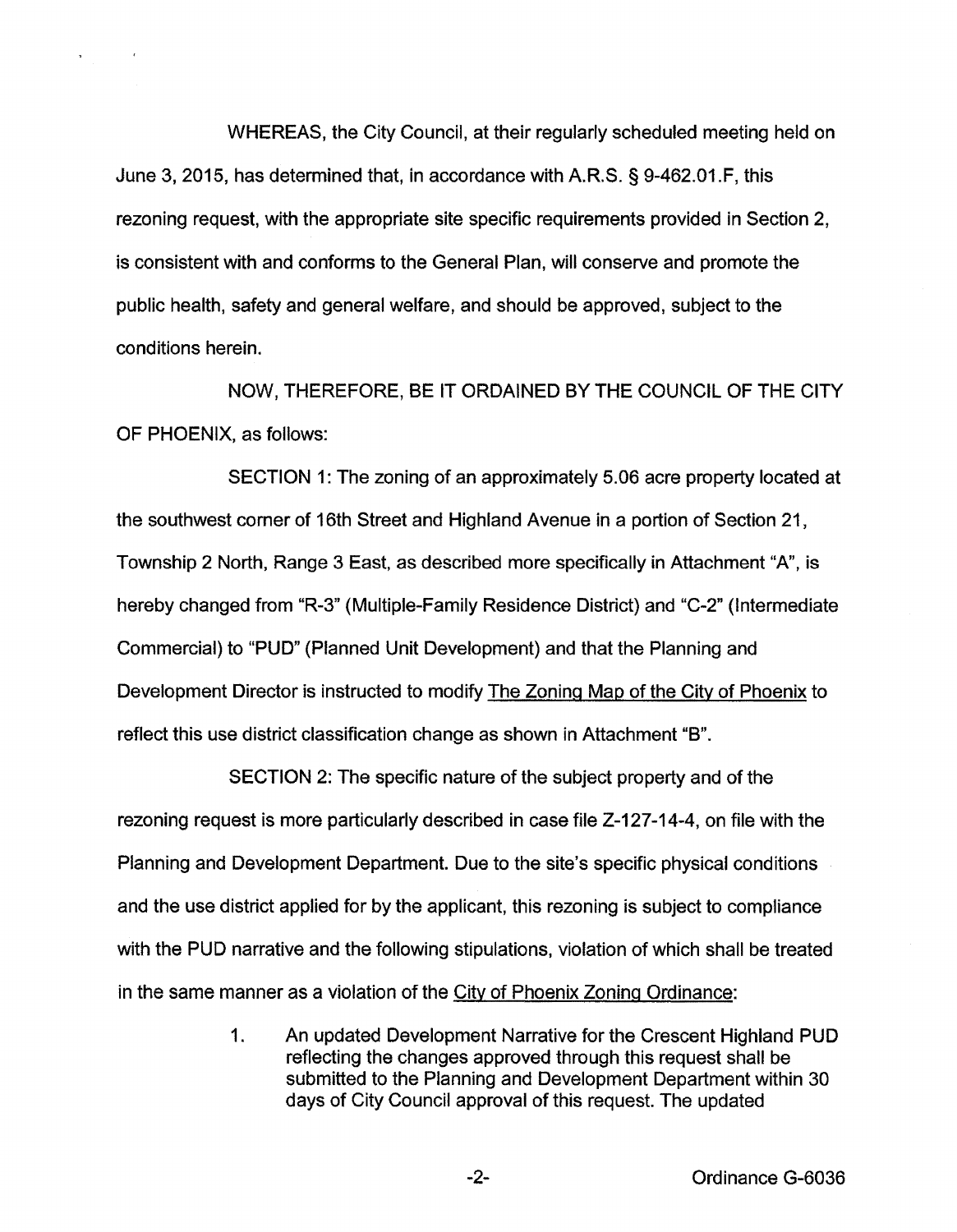WHEREAS, the City Council, at their regularly scheduled meeting held on June 3, 2015, has determined that, in accordance with A.R.S. § 9-462.01.F, this rezoning request, with the appropriate site specific requirements provided in Section 2, is consistent with and conforms to the General Plan, will conserve and promote the public health, safety and general welfare, and should be approved, subject to the conditions herein.

NOW, THEREFORE, BE IT ORDAINED BY THE COUNCIL OF THE CITY OF PHOENIX, as follows:

SECTION 1: The zoning of an approximately 5.06 acre property located at the southwest corner of 16th Street and Highland Avenue in a portion of Section 21, Township 2 North, Range 3 East, as described more specifically in Attachment "A", is hereby changed from "R-3" (Multiple-Family Residence District) and "C-2" (Intermediate Commercial) to "PUD" (Planned Unit Development) and that the Planning and Development Director is instructed to modify The Zoning Map of the City of Phoenix to reflect this use district classification change as shown in Attachment "B".

SECTION 2: The specific nature of the subject property and of the rezoning request is more particularly described in case file Z-127-14-4, on file with the Planning and Development Department. Due to the site's specific physical conditions and the use district applied for by the applicant, this rezoning is subject to compliance with the PUD narrative and the following stipulations, violation of which shall be treated in the same manner as a violation of the City of Phoenix Zoning Ordinance:

1. An updated Development Narrative for the Crescent Highland PUD reflecting the changes approved through this request shall be submitted to the Planning and Development Department within 30 days of City Council approval of this request. The updated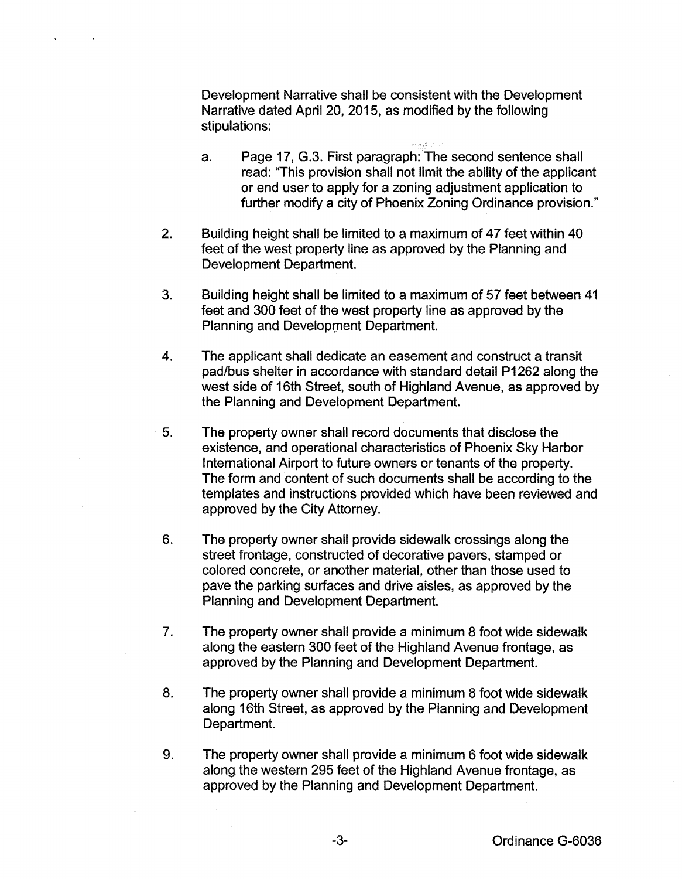Development Narrative shall be consistent with the Development Narrative dated April 20, 2015, as modified by the following stipulations:

   a. Page 17, G.3. First paragraph: The second sentence shall read: "This provision shall not limit the ability of the applicant or end user to apply for a zoning adjustment application to further modify a city of Phoenix Zoning Ordinance provision."

2. Building height shall be limited to a maximum of 47 feet within 40 feet of the west property line as approved by the Planning and Development Department.

3. Building height shall be limited to a maximum of 57 feet between 41 feet and 300 feet of the west property line as approved by the Planning and Development Department.

4. The applicant shall dedicate an easement and construct a transit pad/bus shelter in accordance with standard detail P1262 along the west side of 16th Street, south of Highland Avenue, as approved by the Planning and Development Department.

5. The property owner shall record documents that disclose the existence, and operational characteristics of Phoenix Sky Harbor International Airport to future owners or tenants of the property. The form and content of such documents shall be according to the templates and instructions provided which have been reviewed and approved by the City Attorney.

6. The property owner shall provide sidewalk crossings along the street frontage, constructed of decorative pavers, stamped or colored concrete, or another material, other than those used to pave the parking surfaces and drive aisles, as approved by the Planning and Development Department.

7. The property owner shall provide a minimum 8 foot wide sidewalk along the eastern 300 feet of the Highland Avenue frontage, as approved by the Planning and Development Department.

8. The property owner shall provide a minimum 8 foot wide sidewalk along 16th Street, as approved by the Planning and Development Department.

9. The property owner shall provide a minimum 6 foot wide sidewalk along the western 295 feet of the Highland Avenue frontage, as approved by the Planning and Development Department.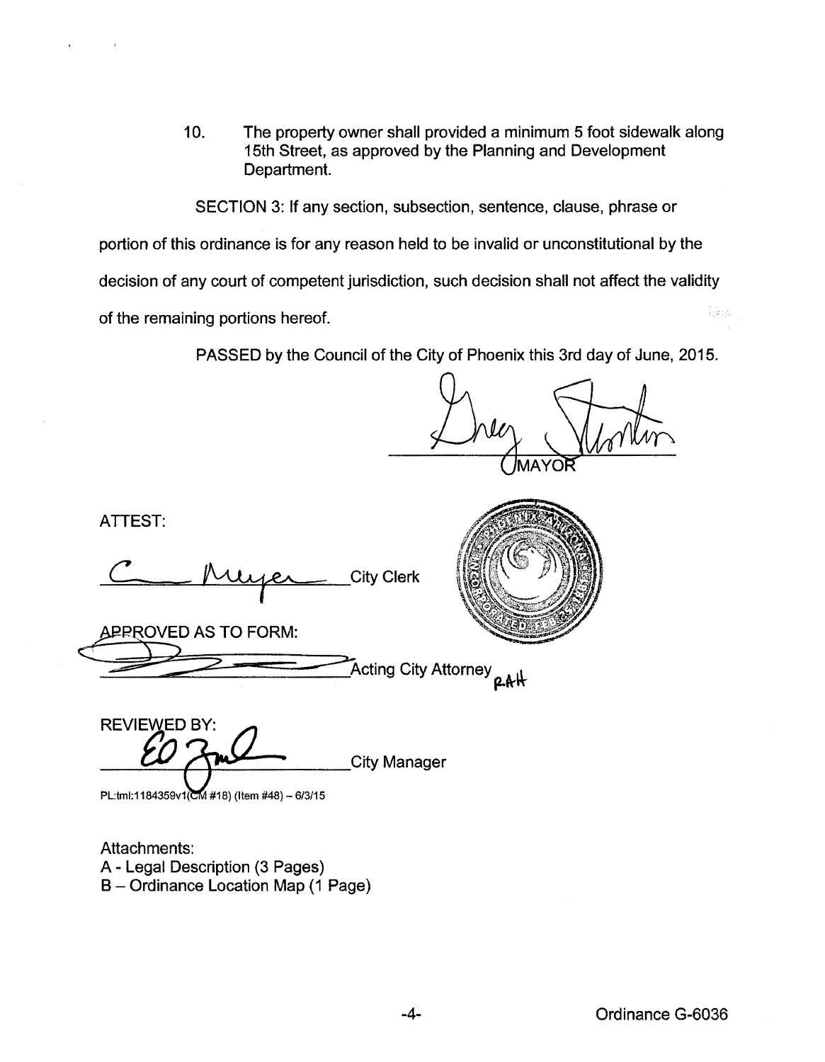10. The property owner shall provided a minimum 5 foot sidewalk along 15th Street, as approved by the Planning and Development Department.

SECTION 3: If any section, subsection, sentence, clause, phrase or portion of this ordinance is for any reason held to be invalid or unconstitutional by the decision of any court of competent jurisdiction, such decision shall not affect the validity of the remaining portions hereof.

PASSED by the Council of the City of Phoenix this 3rd day of June, 2015.

MAYOR

ATTEST:

City Clerk

APPROVED AS TO FORM:

Acting City Attorney RAH

REVIEWED BY:

City Manager

PL:tml:1184359v1(CM #18) (Item #48) – 6/3/15

Attachments:
A - Legal Description (3 Pages)
B – Ordinance Location Map (1 Page)

Ordinance G-6036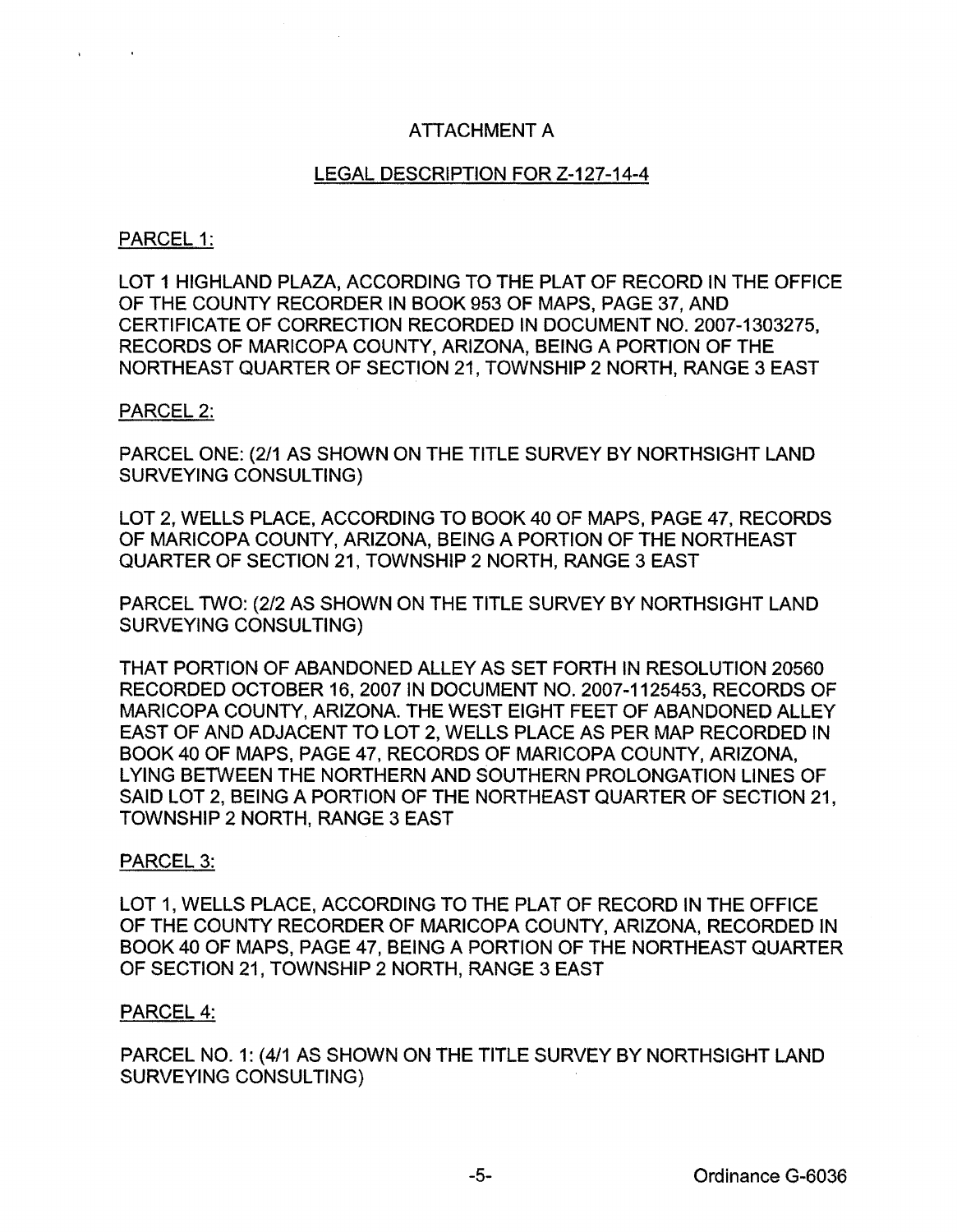# ATTACHMENT A

## LEGAL DESCRIPTION FOR Z-127-14-4

PARCEL 1:

LOT 1 HIGHLAND PLAZA, ACCORDING TO THE PLAT OF RECORD IN THE OFFICE OF THE COUNTY RECORDER IN BOOK 953 OF MAPS, PAGE 37, AND CERTIFICATE OF CORRECTION RECORDED IN DOCUMENT NO. 2007-1303275, RECORDS OF MARICOPA COUNTY, ARIZONA, BEING A PORTION OF THE NORTHEAST QUARTER OF SECTION 21, TOWNSHIP 2 NORTH, RANGE 3 EAST

PARCEL 2:

PARCEL ONE: (2/1 AS SHOWN ON THE TITLE SURVEY BY NORTHSIGHT LAND SURVEYING CONSULTING)

LOT 2, WELLS PLACE, ACCORDING TO BOOK 40 OF MAPS, PAGE 47, RECORDS OF MARICOPA COUNTY, ARIZONA, BEING A PORTION OF THE NORTHEAST QUARTER OF SECTION 21, TOWNSHIP 2 NORTH, RANGE 3 EAST

PARCEL TWO: (2/2 AS SHOWN ON THE TITLE SURVEY BY NORTHSIGHT LAND SURVEYING CONSULTING)

THAT PORTION OF ABANDONED ALLEY AS SET FORTH IN RESOLUTION 20560 RECORDED OCTOBER 16, 2007 IN DOCUMENT NO. 2007-1125453, RECORDS OF MARICOPA COUNTY, ARIZONA. THE WEST EIGHT FEET OF ABANDONED ALLEY EAST OF AND ADJACENT TO LOT 2, WELLS PLACE AS PER MAP RECORDED IN BOOK 40 OF MAPS, PAGE 47, RECORDS OF MARICOPA COUNTY, ARIZONA, LYING BETWEEN THE NORTHERN AND SOUTHERN PROLONGATION LINES OF SAID LOT 2, BEING A PORTION OF THE NORTHEAST QUARTER OF SECTION 21, TOWNSHIP 2 NORTH, RANGE 3 EAST

PARCEL 3:

LOT 1, WELLS PLACE, ACCORDING TO THE PLAT OF RECORD IN THE OFFICE OF THE COUNTY RECORDER OF MARICOPA COUNTY, ARIZONA, RECORDED IN BOOK 40 OF MAPS, PAGE 47, BEING A PORTION OF THE NORTHEAST QUARTER OF SECTION 21, TOWNSHIP 2 NORTH, RANGE 3 EAST

PARCEL 4:

PARCEL NO. 1: (4/1 AS SHOWN ON THE TITLE SURVEY BY NORTHSIGHT LAND SURVEYING CONSULTING)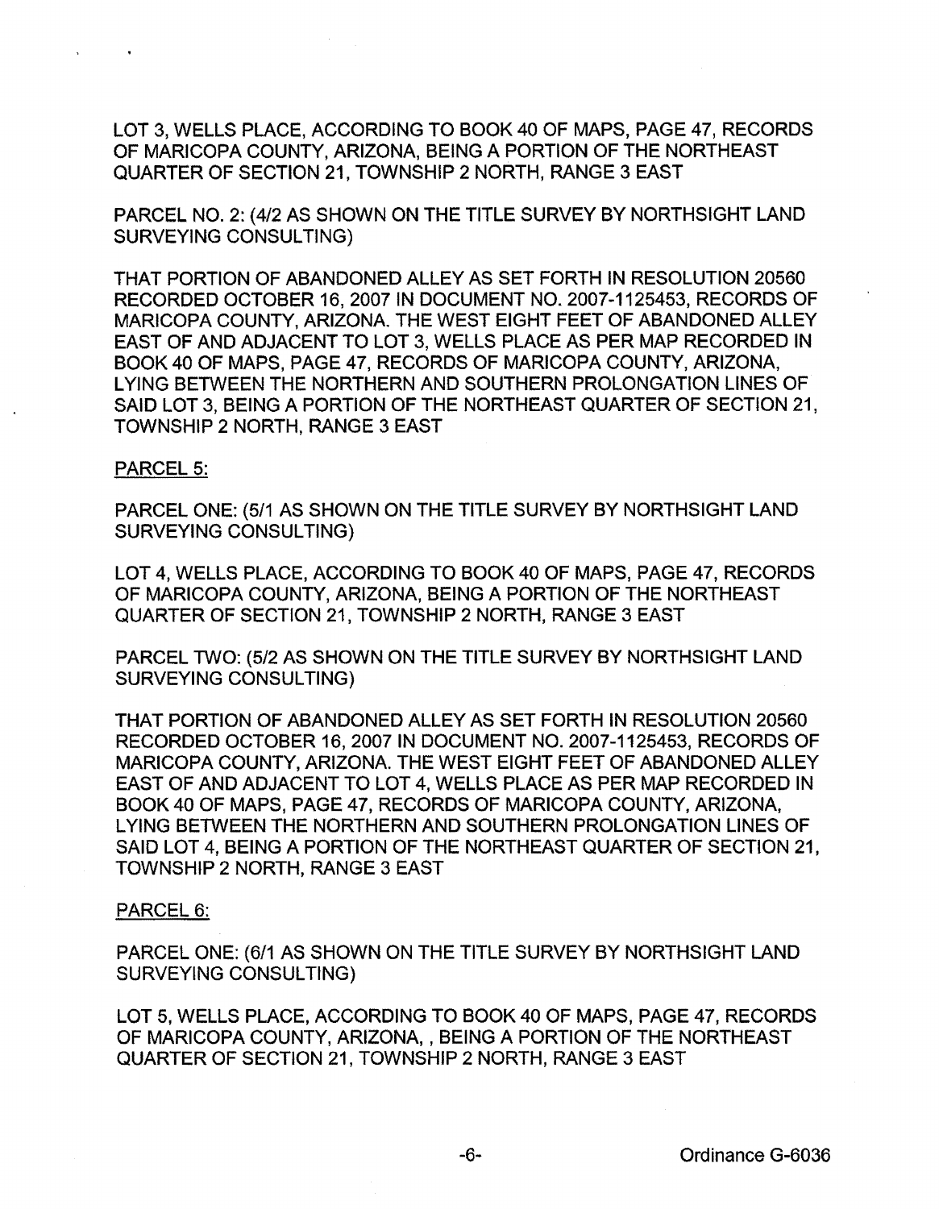LOT 3, WELLS PLACE, ACCORDING TO BOOK 40 OF MAPS, PAGE 47, RECORDS OF MARICOPA COUNTY, ARIZONA, BEING A PORTION OF THE NORTHEAST QUARTER OF SECTION 21, TOWNSHIP 2 NORTH, RANGE 3 EAST

PARCEL NO. 2: (4/2 AS SHOWN ON THE TITLE SURVEY BY NORTHSIGHT LAND SURVEYING CONSULTING)

THAT PORTION OF ABANDONED ALLEY AS SET FORTH IN RESOLUTION 20560 RECORDED OCTOBER 16, 2007 IN DOCUMENT NO. 2007-1125453, RECORDS OF MARICOPA COUNTY, ARIZONA. THE WEST EIGHT FEET OF ABANDONED ALLEY EAST OF AND ADJACENT TO LOT 3, WELLS PLACE AS PER MAP RECORDED IN BOOK 40 OF MAPS, PAGE 47, RECORDS OF MARICOPA COUNTY, ARIZONA, LYING BETWEEN THE NORTHERN AND SOUTHERN PROLONGATION LINES OF SAID LOT 3, BEING A PORTION OF THE NORTHEAST QUARTER OF SECTION 21, TOWNSHIP 2 NORTH, RANGE 3 EAST

PARCEL 5:

PARCEL ONE: (5/1 AS SHOWN ON THE TITLE SURVEY BY NORTHSIGHT LAND SURVEYING CONSULTING)

LOT 4, WELLS PLACE, ACCORDING TO BOOK 40 OF MAPS, PAGE 47, RECORDS OF MARICOPA COUNTY, ARIZONA, BEING A PORTION OF THE NORTHEAST QUARTER OF SECTION 21, TOWNSHIP 2 NORTH, RANGE 3 EAST

PARCEL TWO: (5/2 AS SHOWN ON THE TITLE SURVEY BY NORTHSIGHT LAND SURVEYING CONSULTING)

THAT PORTION OF ABANDONED ALLEY AS SET FORTH IN RESOLUTION 20560 RECORDED OCTOBER 16, 2007 IN DOCUMENT NO. 2007-1125453, RECORDS OF MARICOPA COUNTY, ARIZONA. THE WEST EIGHT FEET OF ABANDONED ALLEY EAST OF AND ADJACENT TO LOT 4, WELLS PLACE AS PER MAP RECORDED IN BOOK 40 OF MAPS, PAGE 47, RECORDS OF MARICOPA COUNTY, ARIZONA, LYING BETWEEN THE NORTHERN AND SOUTHERN PROLONGATION LINES OF SAID LOT 4, BEING A PORTION OF THE NORTHEAST QUARTER OF SECTION 21, TOWNSHIP 2 NORTH, RANGE 3 EAST

PARCEL 6:

PARCEL ONE: (6/1 AS SHOWN ON THE TITLE SURVEY BY NORTHSIGHT LAND SURVEYING CONSULTING)

LOT 5, WELLS PLACE, ACCORDING TO BOOK 40 OF MAPS, PAGE 47, RECORDS OF MARICOPA COUNTY, ARIZONA, , BEING A PORTION OF THE NORTHEAST QUARTER OF SECTION 21, TOWNSHIP 2 NORTH, RANGE 3 EAST

Ordinance G-6036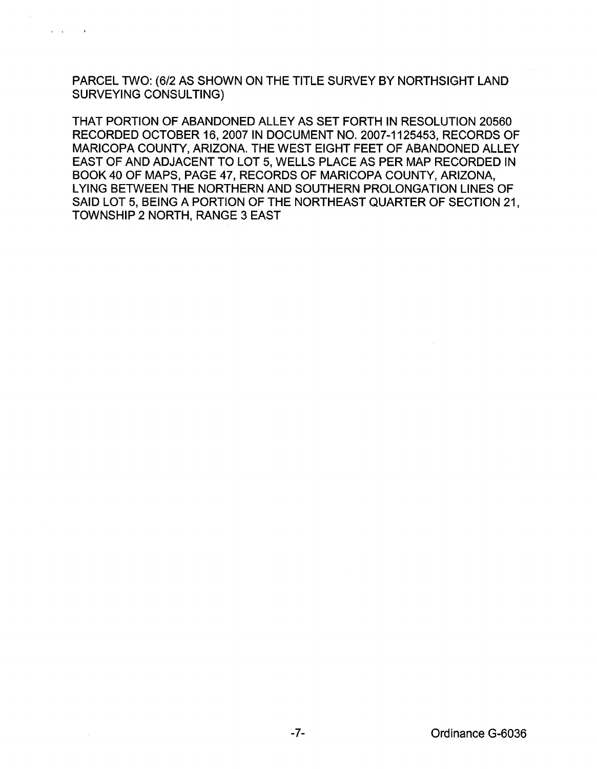PARCEL TWO: (6/2 AS SHOWN ON THE TITLE SURVEY BY NORTHSIGHT LAND SURVEYING CONSULTING)

THAT PORTION OF ABANDONED ALLEY AS SET FORTH IN RESOLUTION 20560 RECORDED OCTOBER 16, 2007 IN DOCUMENT NO. 2007-1125453, RECORDS OF MARICOPA COUNTY, ARIZONA. THE WEST EIGHT FEET OF ABANDONED ALLEY EAST OF AND ADJACENT TO LOT 5, WELLS PLACE AS PER MAP RECORDED IN BOOK 40 OF MAPS, PAGE 47, RECORDS OF MARICOPA COUNTY, ARIZONA, LYING BETWEEN THE NORTHERN AND SOUTHERN PROLONGATION LINES OF SAID LOT 5, BEING A PORTION OF THE NORTHEAST QUARTER OF SECTION 21, TOWNSHIP 2 NORTH, RANGE 3 EAST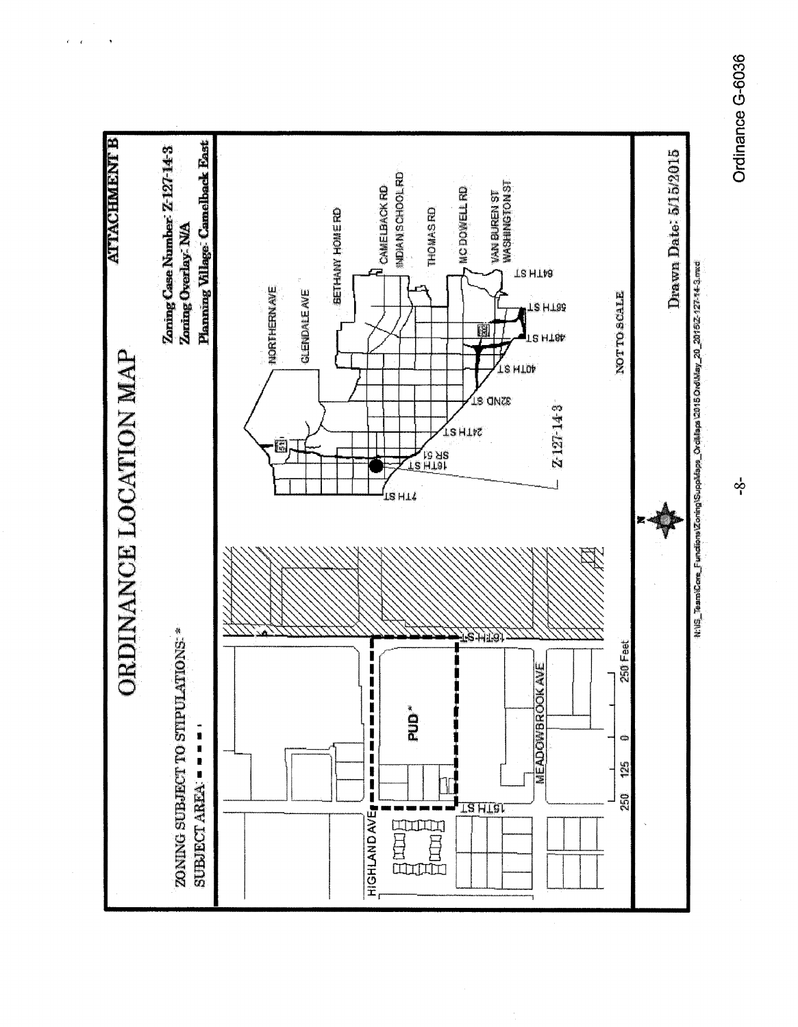# ORDINANCE LOCATION MAP

**ATTACHMENT B**

ZONING SUBJECT TO STIPULATIONS: *

SUBJECT AREA: ■ ■ ■ ■ ■

**Zoning Case Number: Z-127-14-3**
**Zoning Overlay: N/A**
**Planning Village: Camelback East**

HIGHLAND AVE

16TH ST

PUD*

MEADOWBROOK AVE

250 125 0 250 Feet

NORTHERN AVE
GLENDALE AVE
BETHANY HOME RD
CAMELBACK RD
INDIAN SCHOOL RD
THOMAS RD
MC DOWELL RD
VAN BUREN ST
WASHINGTON ST

7TH ST
16TH ST
SR 51
24TH ST
32ND ST
40TH ST
48TH ST
56TH ST
64TH ST

Z-127-14-3

NOT TO SCALE

Drawn Date: 5/15/2015

N:\IS_Team\Core_Functions\Zoning\SuppMaps_OrdMaps\2015 Ord\May_20_2015\Z-127-14-3.mxd

Ordinance G-6036